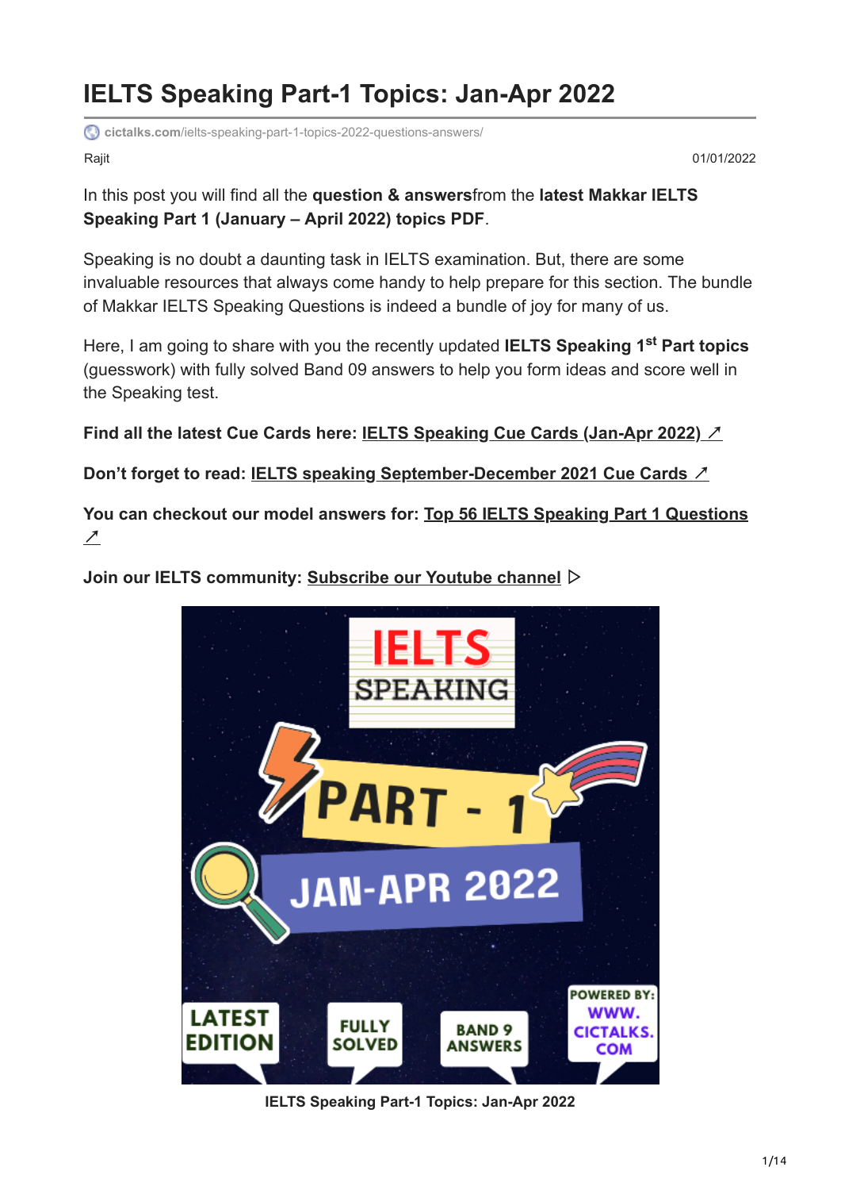# IELTS Speaking Part-1 Topics: Jan-Apr 2022

cictalks.com/ielts-speaking-part-1-topics-2022-questions-answers/

Rajit

01/01/2022

In this post you will find all the **question & answers**from the **latest Makkar IELTS Speaking Part 1 (January – April 2022) topics PDF**.

Speaking is no doubt a daunting task in IELTS examination. But, there are some invaluable resources that always come handy to help prepare for this section. The bundle of Makkar IELTS Speaking Questions is indeed a bundle of joy for many of us.

Here, I am going to share with you the recently updated **IELTS Speaking 1st Part topics** (guesswork) with fully solved Band 09 answers to help you form ideas and score well in the Speaking test.

**Find all the latest Cue Cards here: IELTS Speaking Cue Cards (Jan-Apr 2022) ↗**

**Don't forget to read: IELTS speaking September-December 2021 Cue Cards ↗**

**You can checkout our model answers for: Top 56 IELTS Speaking Part 1 Questions ↗**

**Join our IELTS community: Subscribe our Youtube channel ▷**

**IELTS Speaking Part-1 Topics: Jan-Apr 2022**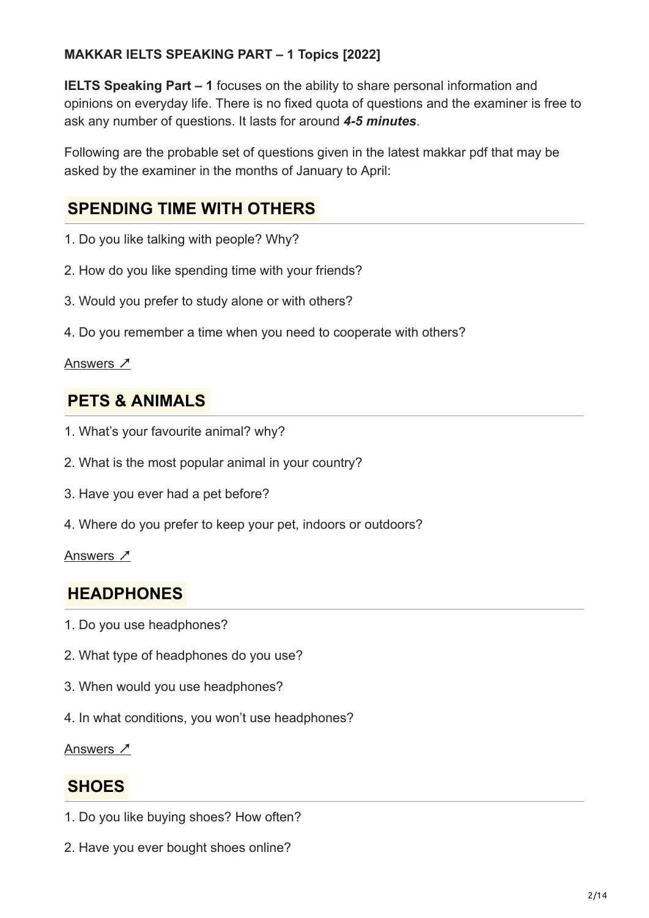**MAKKAR IELTS SPEAKING PART – 1 Topics [2022]**

**IELTS Speaking Part – 1** focuses on the ability to share personal information and opinions on everyday life. There is no fixed quota of questions and the examiner is free to ask any number of questions. It lasts for around ***4-5 minutes***.

Following are the probable set of questions given in the latest makkar pdf that may be asked by the examiner in the months of January to April:

## SPENDING TIME WITH OTHERS

1. Do you like talking with people? Why?
2. How do you like spending time with your friends?
3. Would you prefer to study alone or with others?
4. Do you remember a time when you need to cooperate with others?

Answers ↗

## PETS & ANIMALS

1. What's your favourite animal? why?
2. What is the most popular animal in your country?
3. Have you ever had a pet before?
4. Where do you prefer to keep your pet, indoors or outdoors?

Answers ↗

## HEADPHONES

1. Do you use headphones?
2. What type of headphones do you use?
3. When would you use headphones?
4. In what conditions, you won't use headphones?

Answers ↗

## SHOES

1. Do you like buying shoes? How often?
2. Have you ever bought shoes online?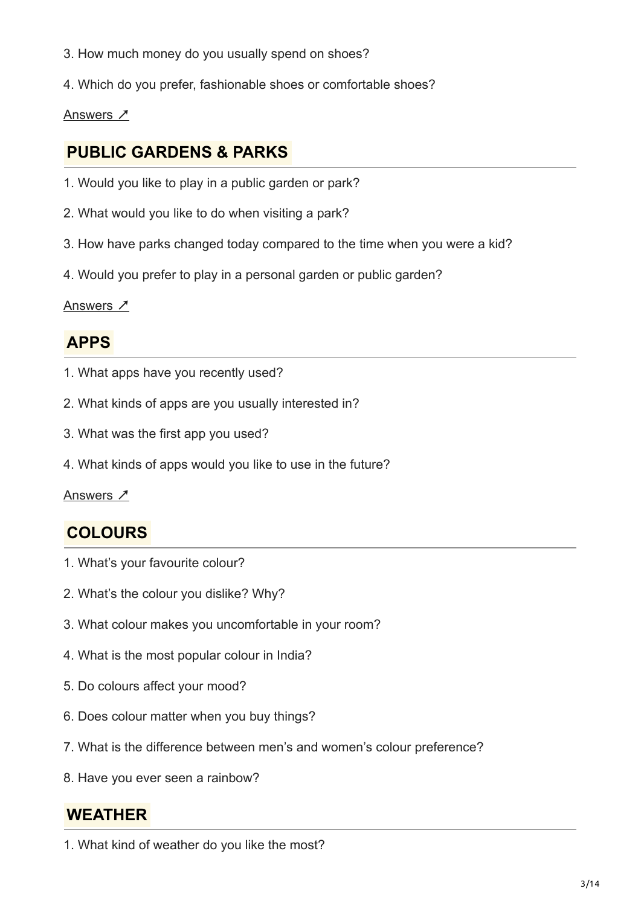3. How much money do you usually spend on shoes?

4. Which do you prefer, fashionable shoes or comfortable shoes?

Answers ↗

## PUBLIC GARDENS & PARKS

1. Would you like to play in a public garden or park?

2. What would you like to do when visiting a park?

3. How have parks changed today compared to the time when you were a kid?

4. Would you prefer to play in a personal garden or public garden?

Answers ↗

## APPS

1. What apps have you recently used?

2. What kinds of apps are you usually interested in?

3. What was the first app you used?

4. What kinds of apps would you like to use in the future?

Answers ↗

## COLOURS

1. What's your favourite colour?

2. What's the colour you dislike? Why?

3. What colour makes you uncomfortable in your room?

4. What is the most popular colour in India?

5. Do colours affect your mood?

6. Does colour matter when you buy things?

7. What is the difference between men's and women's colour preference?

8. Have you ever seen a rainbow?

## WEATHER

1. What kind of weather do you like the most?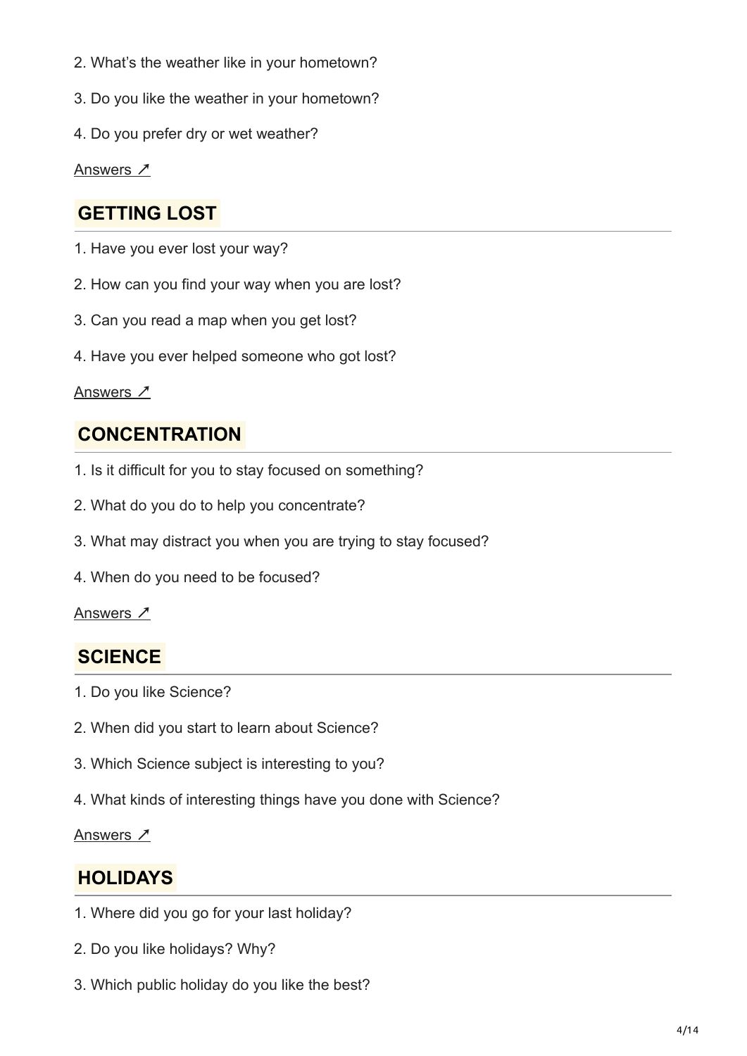2. What’s the weather like in your hometown?

3. Do you like the weather in your hometown?

4. Do you prefer dry or wet weather?

Answers ↗

## GETTING LOST

1. Have you ever lost your way?

2. How can you find your way when you are lost?

3. Can you read a map when you get lost?

4. Have you ever helped someone who got lost?

Answers ↗

## CONCENTRATION

1. Is it difficult for you to stay focused on something?

2. What do you do to help you concentrate?

3. What may distract you when you are trying to stay focused?

4. When do you need to be focused?

Answers ↗

## SCIENCE

1. Do you like Science?

2. When did you start to learn about Science?

3. Which Science subject is interesting to you?

4. What kinds of interesting things have you done with Science?

Answers ↗

## HOLIDAYS

1. Where did you go for your last holiday?

2. Do you like holidays? Why?

3. Which public holiday do you like the best?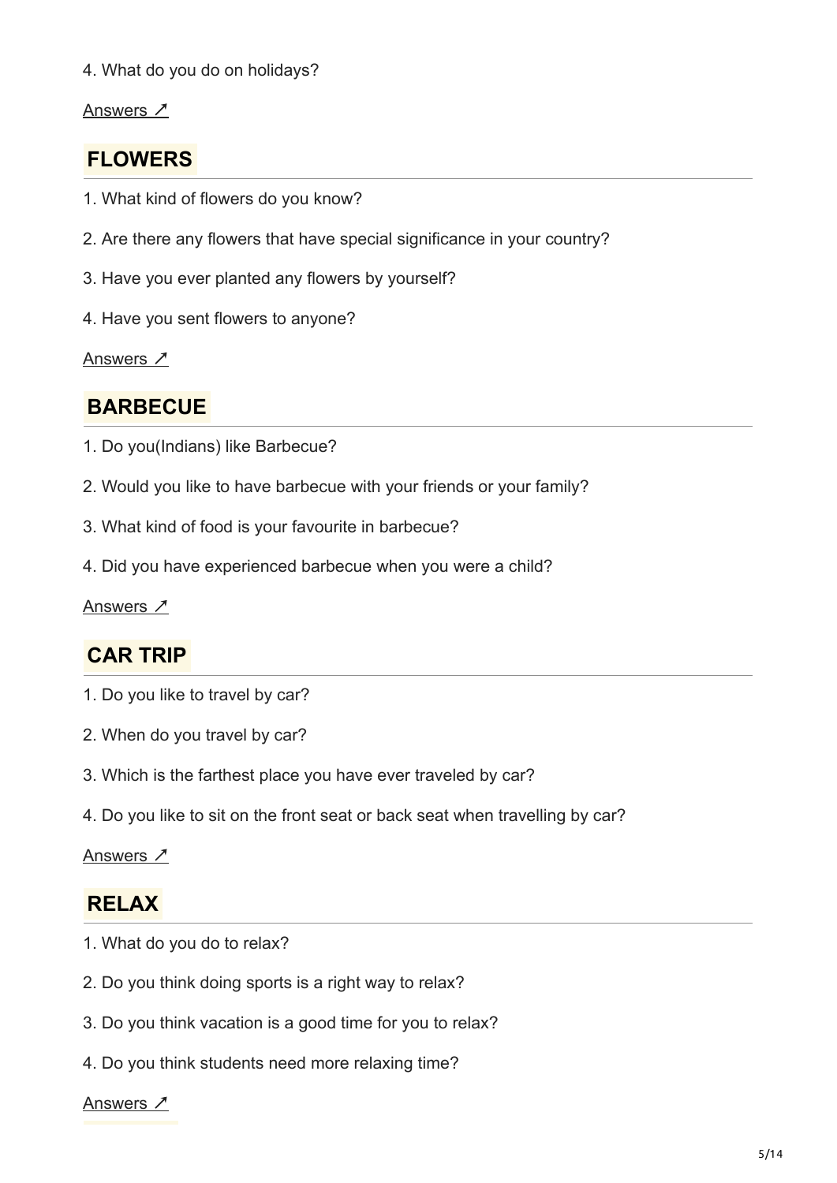4. What do you do on holidays?

Answers ↗

## FLOWERS

1. What kind of flowers do you know?

2. Are there any flowers that have special significance in your country?

3. Have you ever planted any flowers by yourself?

4. Have you sent flowers to anyone?

Answers ↗

## BARBECUE

1. Do you(Indians) like Barbecue?

2. Would you like to have barbecue with your friends or your family?

3. What kind of food is your favourite in barbecue?

4. Did you have experienced barbecue when you were a child?

Answers ↗

## CAR TRIP

1. Do you like to travel by car?

2. When do you travel by car?

3. Which is the farthest place you have ever traveled by car?

4. Do you like to sit on the front seat or back seat when travelling by car?

Answers ↗

## RELAX

1. What do you do to relax?

2. Do you think doing sports is a right way to relax?

3. Do you think vacation is a good time for you to relax?

4. Do you think students need more relaxing time?

Answers ↗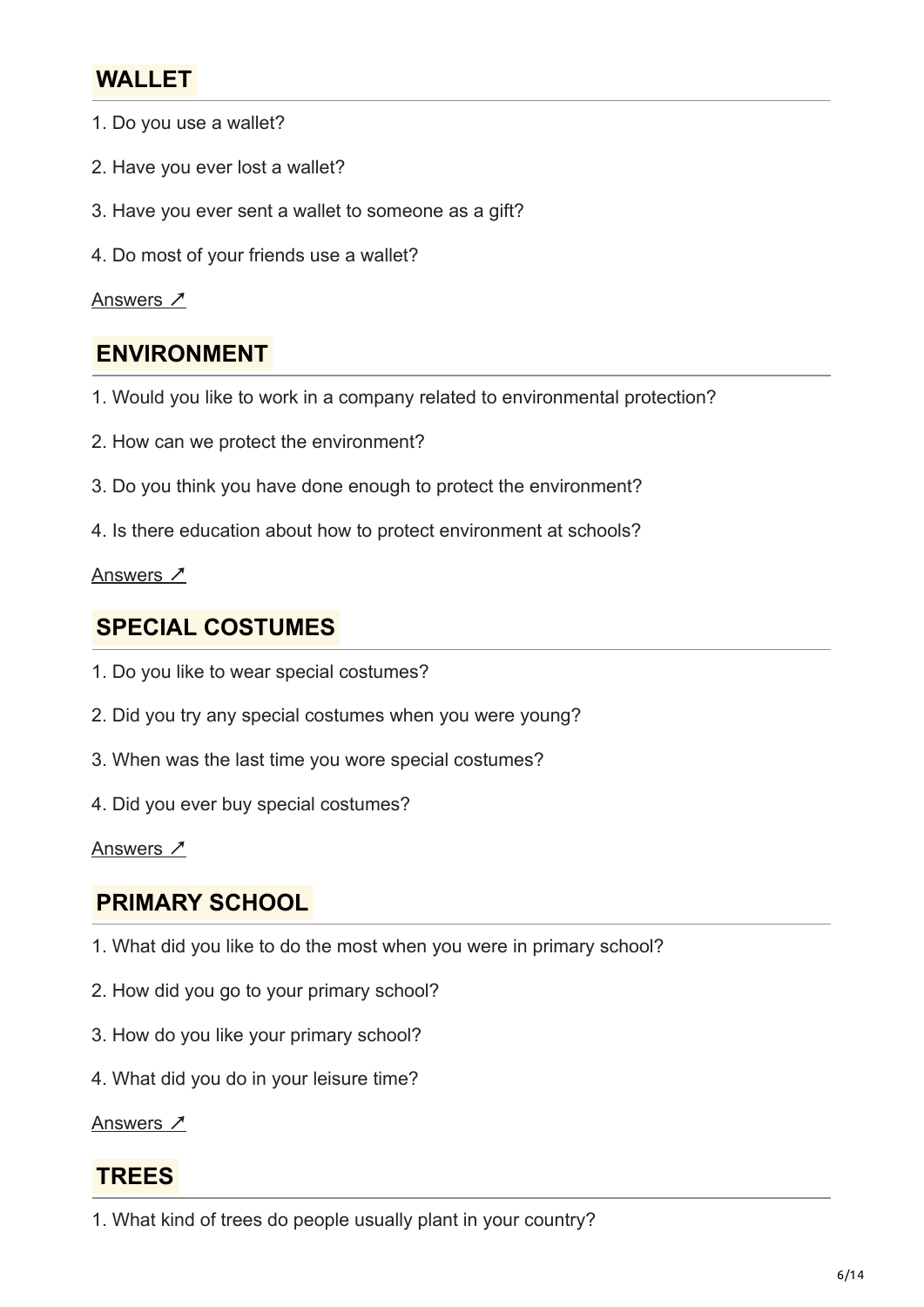## WALLET

1. Do you use a wallet?

2. Have you ever lost a wallet?

3. Have you ever sent a wallet to someone as a gift?

4. Do most of your friends use a wallet?

Answers ↗

## ENVIRONMENT

1. Would you like to work in a company related to environmental protection?

2. How can we protect the environment?

3. Do you think you have done enough to protect the environment?

4. Is there education about how to protect environment at schools?

Answers ↗

## SPECIAL COSTUMES

1. Do you like to wear special costumes?

2. Did you try any special costumes when you were young?

3. When was the last time you wore special costumes?

4. Did you ever buy special costumes?

Answers ↗

## PRIMARY SCHOOL

1. What did you like to do the most when you were in primary school?

2. How did you go to your primary school?

3. How do you like your primary school?

4. What did you do in your leisure time?

Answers ↗

## TREES

1. What kind of trees do people usually plant in your country?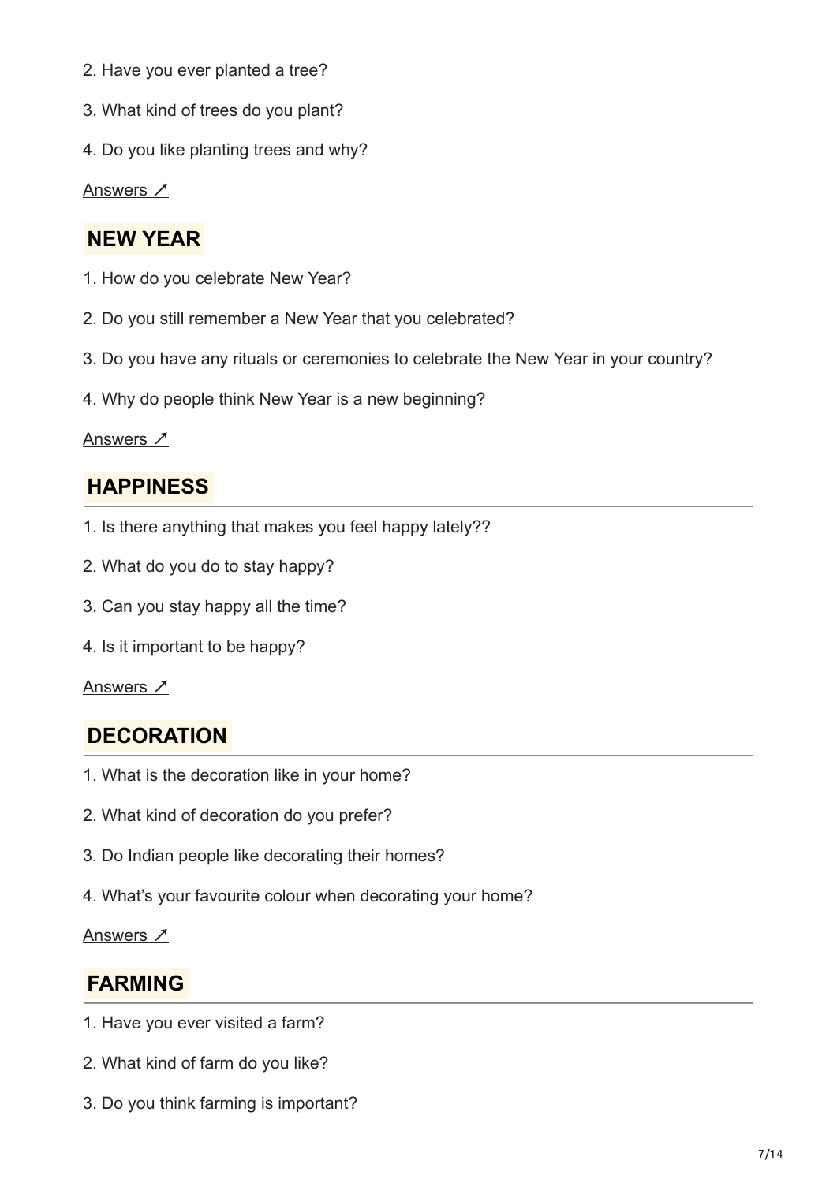2. Have you ever planted a tree?

3. What kind of trees do you plant?

4. Do you like planting trees and why?

Answers ↗

## NEW YEAR

1. How do you celebrate New Year?

2. Do you still remember a New Year that you celebrated?

3. Do you have any rituals or ceremonies to celebrate the New Year in your country?

4. Why do people think New Year is a new beginning?

Answers ↗

## HAPPINESS

1. Is there anything that makes you feel happy lately??

2. What do you do to stay happy?

3. Can you stay happy all the time?

4. Is it important to be happy?

Answers ↗

## DECORATION

1. What is the decoration like in your home?

2. What kind of decoration do you prefer?

3. Do Indian people like decorating their homes?

4. What's your favourite colour when decorating your home?

Answers ↗

## FARMING

1. Have you ever visited a farm?

2. What kind of farm do you like?

3. Do you think farming is important?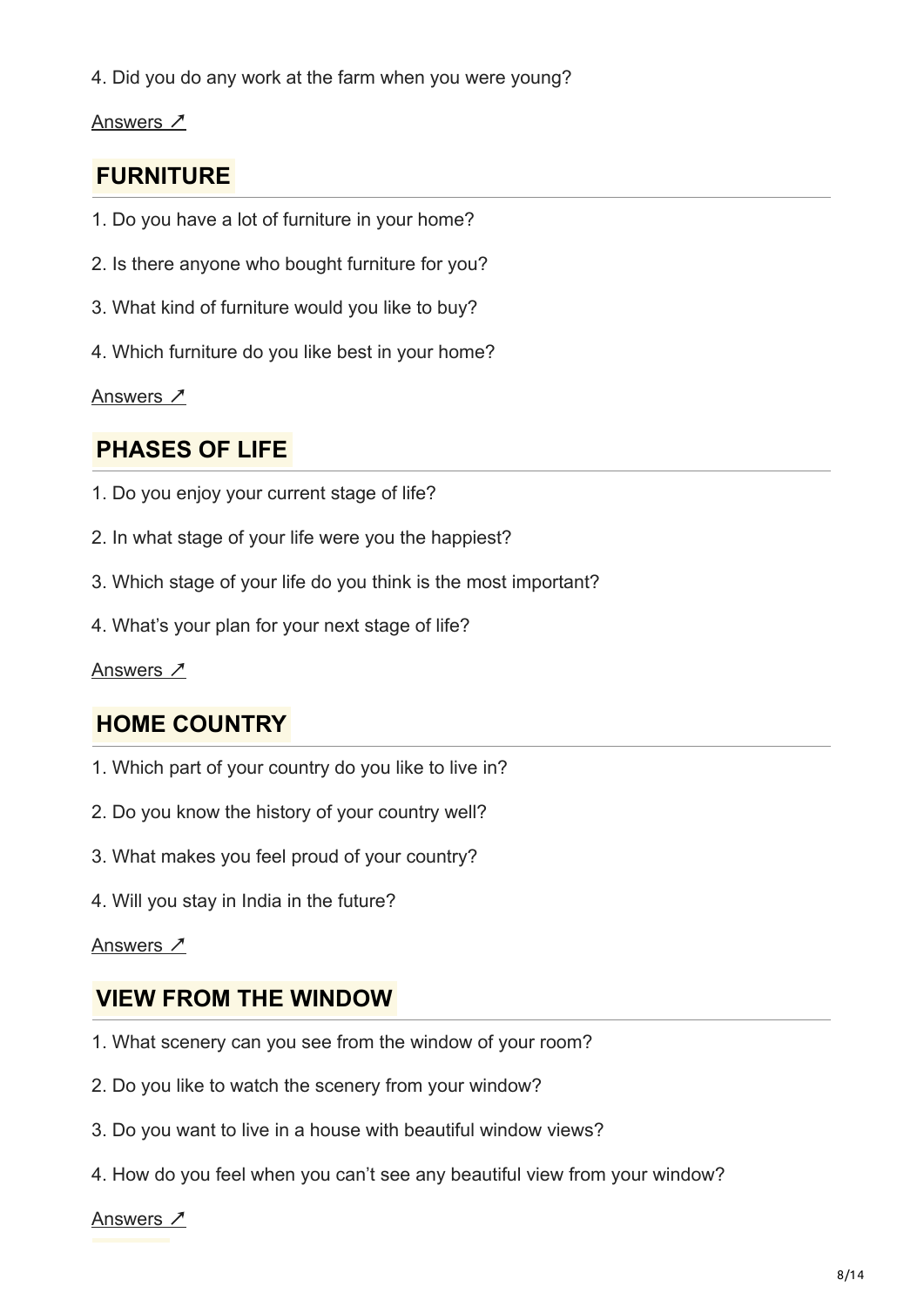4. Did you do any work at the farm when you were young?

Answers ↗

## FURNITURE

1. Do you have a lot of furniture in your home?

2. Is there anyone who bought furniture for you?

3. What kind of furniture would you like to buy?

4. Which furniture do you like best in your home?

Answers ↗

## PHASES OF LIFE

1. Do you enjoy your current stage of life?

2. In what stage of your life were you the happiest?

3. Which stage of your life do you think is the most important?

4. What's your plan for your next stage of life?

Answers ↗

## HOME COUNTRY

1. Which part of your country do you like to live in?

2. Do you know the history of your country well?

3. What makes you feel proud of your country?

4. Will you stay in India in the future?

Answers ↗

## VIEW FROM THE WINDOW

1. What scenery can you see from the window of your room?

2. Do you like to watch the scenery from your window?

3. Do you want to live in a house with beautiful window views?

4. How do you feel when you can't see any beautiful view from your window?

Answers ↗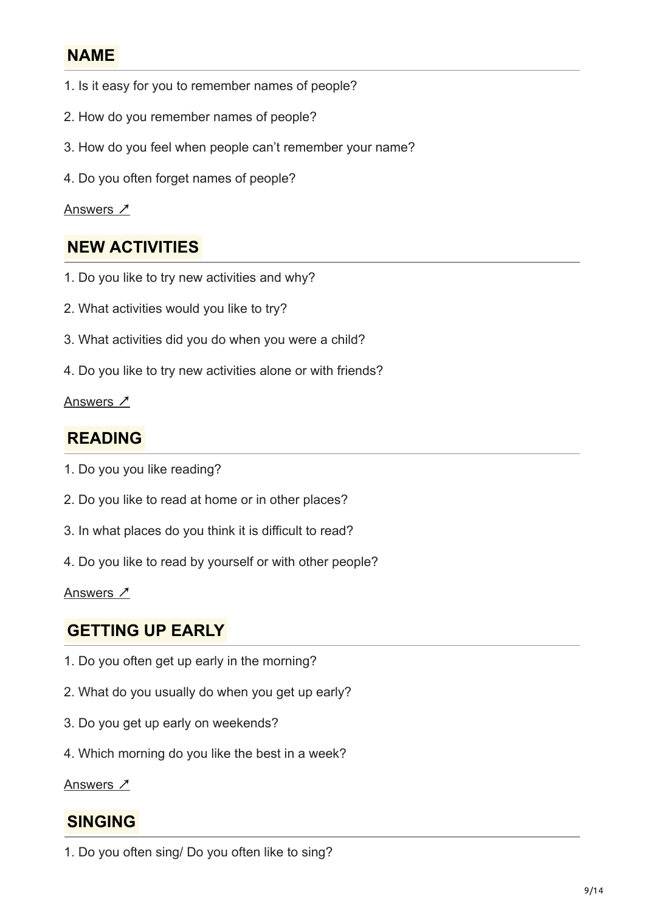## NAME

1. Is it easy for you to remember names of people?
2. How do you remember names of people?
3. How do you feel when people can't remember your name?
4. Do you often forget names of people?

Answers ↗

## NEW ACTIVITIES

1. Do you like to try new activities and why?
2. What activities would you like to try?
3. What activities did you do when you were a child?
4. Do you like to try new activities alone or with friends?

Answers ↗

## READING

1. Do you you like reading?
2. Do you like to read at home or in other places?
3. In what places do you think it is difficult to read?
4. Do you like to read by yourself or with other people?

Answers ↗

## GETTING UP EARLY

1. Do you often get up early in the morning?
2. What do you usually do when you get up early?
3. Do you get up early on weekends?
4. Which morning do you like the best in a week?

Answers ↗

## SINGING

1. Do you often sing/ Do you often like to sing?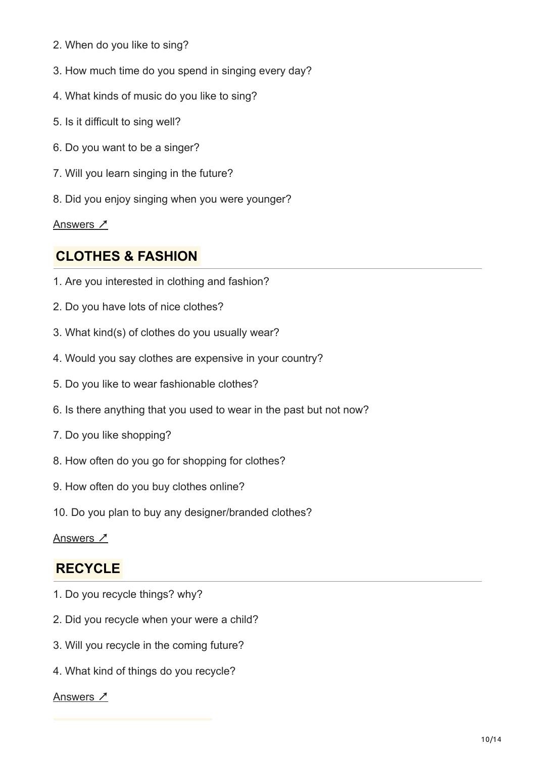2. When do you like to sing?

3. How much time do you spend in singing every day?

4. What kinds of music do you like to sing?

5. Is it difficult to sing well?

6. Do you want to be a singer?

7. Will you learn singing in the future?

8. Did you enjoy singing when you were younger?

Answers ↗

## CLOTHES & FASHION

1. Are you interested in clothing and fashion?

2. Do you have lots of nice clothes?

3. What kind(s) of clothes do you usually wear?

4. Would you say clothes are expensive in your country?

5. Do you like to wear fashionable clothes?

6. Is there anything that you used to wear in the past but not now?

7. Do you like shopping?

8. How often do you go for shopping for clothes?

9. How often do you buy clothes online?

10. Do you plan to buy any designer/branded clothes?

Answers ↗

## RECYCLE

1. Do you recycle things? why?

2. Did you recycle when your were a child?

3. Will you recycle in the coming future?

4. What kind of things do you recycle?

Answers ↗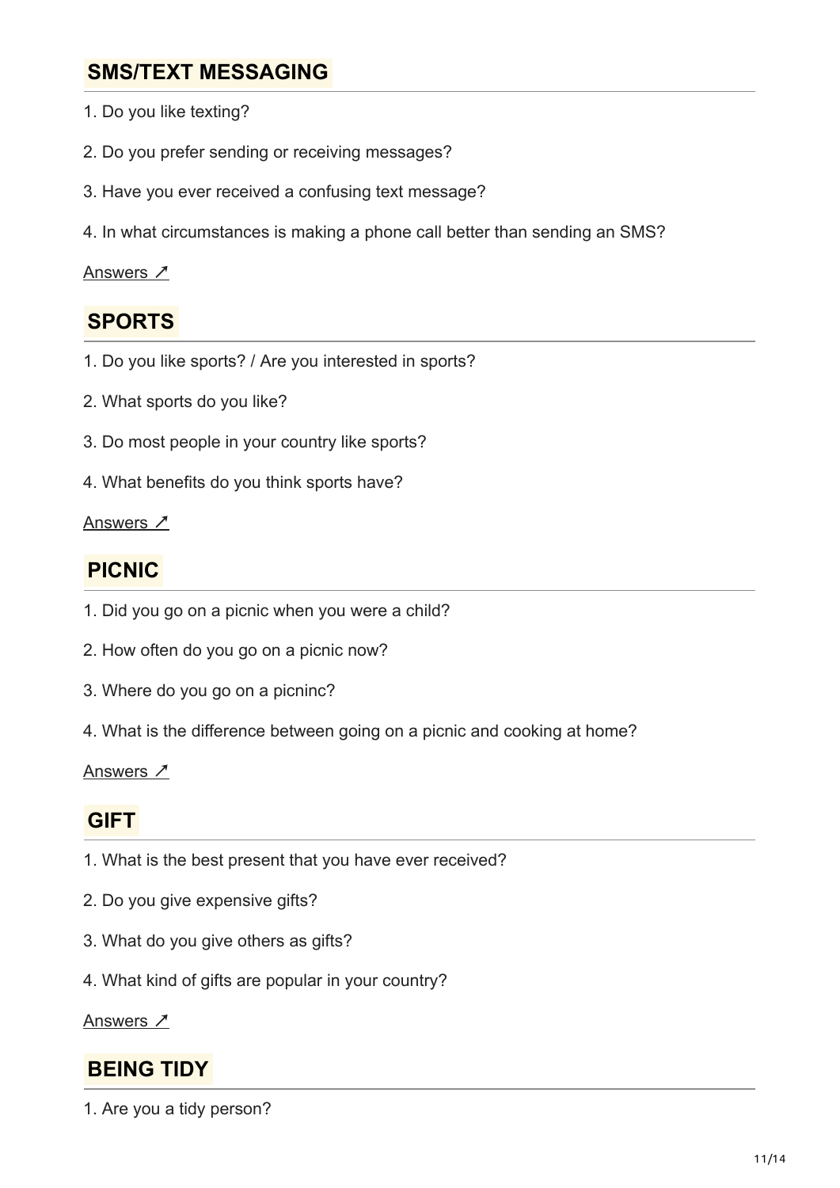## SMS/TEXT MESSAGING

1. Do you like texting?

2. Do you prefer sending or receiving messages?

3. Have you ever received a confusing text message?

4. In what circumstances is making a phone call better than sending an SMS?

Answers ↗

## SPORTS

1. Do you like sports? / Are you interested in sports?

2. What sports do you like?

3. Do most people in your country like sports?

4. What benefits do you think sports have?

Answers ↗

## PICNIC

1. Did you go on a picnic when you were a child?

2. How often do you go on a picnic now?

3. Where do you go on a picninc?

4. What is the difference between going on a picnic and cooking at home?

Answers ↗

## GIFT

1. What is the best present that you have ever received?

2. Do you give expensive gifts?

3. What do you give others as gifts?

4. What kind of gifts are popular in your country?

Answers ↗

## BEING TIDY

1. Are you a tidy person?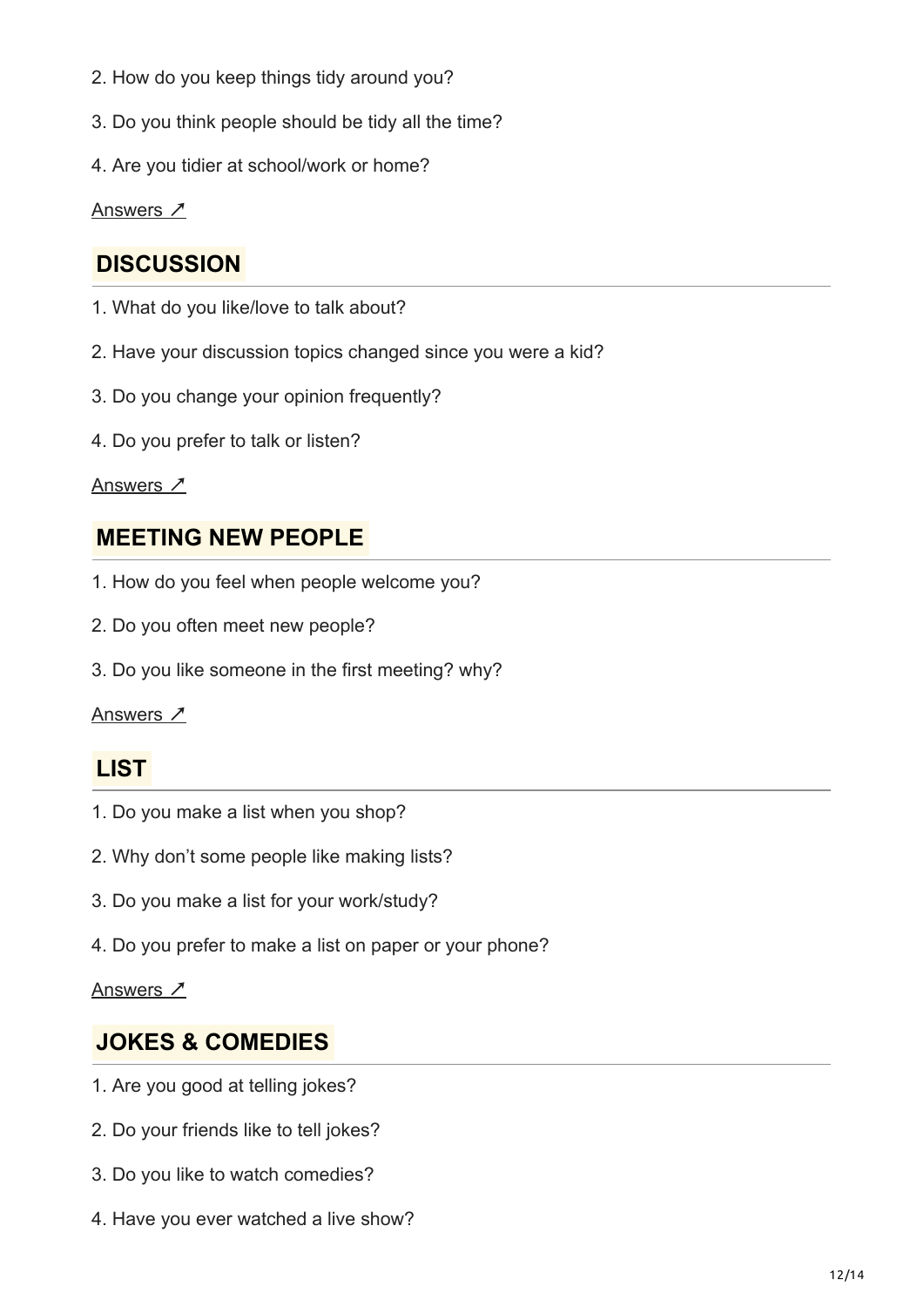2. How do you keep things tidy around you?

3. Do you think people should be tidy all the time?

4. Are you tidier at school/work or home?

Answers ↗

## DISCUSSION

1. What do you like/love to talk about?

2. Have your discussion topics changed since you were a kid?

3. Do you change your opinion frequently?

4. Do you prefer to talk or listen?

Answers ↗

## MEETING NEW PEOPLE

1. How do you feel when people welcome you?

2. Do you often meet new people?

3. Do you like someone in the first meeting? why?

Answers ↗

## LIST

1. Do you make a list when you shop?

2. Why don't some people like making lists?

3. Do you make a list for your work/study?

4. Do you prefer to make a list on paper or your phone?

Answers ↗

## JOKES & COMEDIES

1. Are you good at telling jokes?

2. Do your friends like to tell jokes?

3. Do you like to watch comedies?

4. Have you ever watched a live show?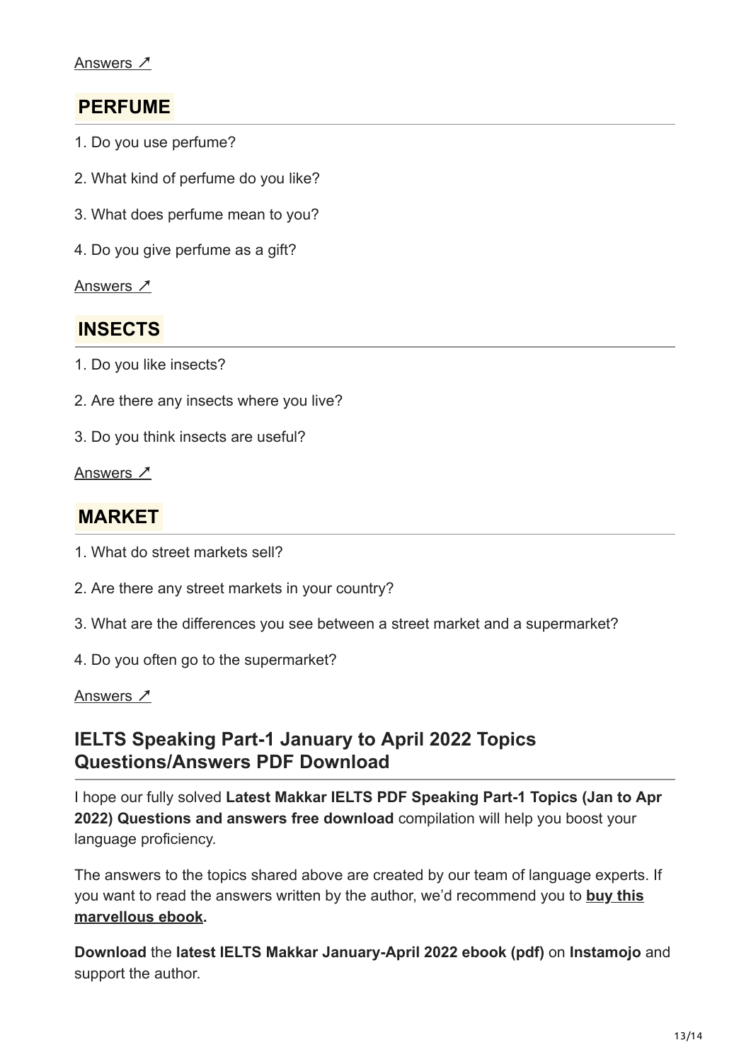Answers ↗

## PERFUME

1. Do you use perfume?
2. What kind of perfume do you like?
3. What does perfume mean to you?
4. Do you give perfume as a gift?

Answers ↗

## INSECTS

1. Do you like insects?
2. Are there any insects where you live?
3. Do you think insects are useful?

Answers ↗

## MARKET

1. What do street markets sell?
2. Are there any street markets in your country?
3. What are the differences you see between a street market and a supermarket?
4. Do you often go to the supermarket?

Answers ↗

## IELTS Speaking Part-1 January to April 2022 Topics Questions/Answers PDF Download

I hope our fully solved **Latest Makkar IELTS PDF Speaking Part-1 Topics (Jan to Apr 2022) Questions and answers free download** compilation will help you boost your language proficiency.

The answers to the topics shared above are created by our team of language experts. If you want to read the answers written by the author, we'd recommend you to **buy this marvellous ebook.**

**Download** the **latest IELTS Makkar January-April 2022 ebook (pdf)** on **Instamojo** and support the author.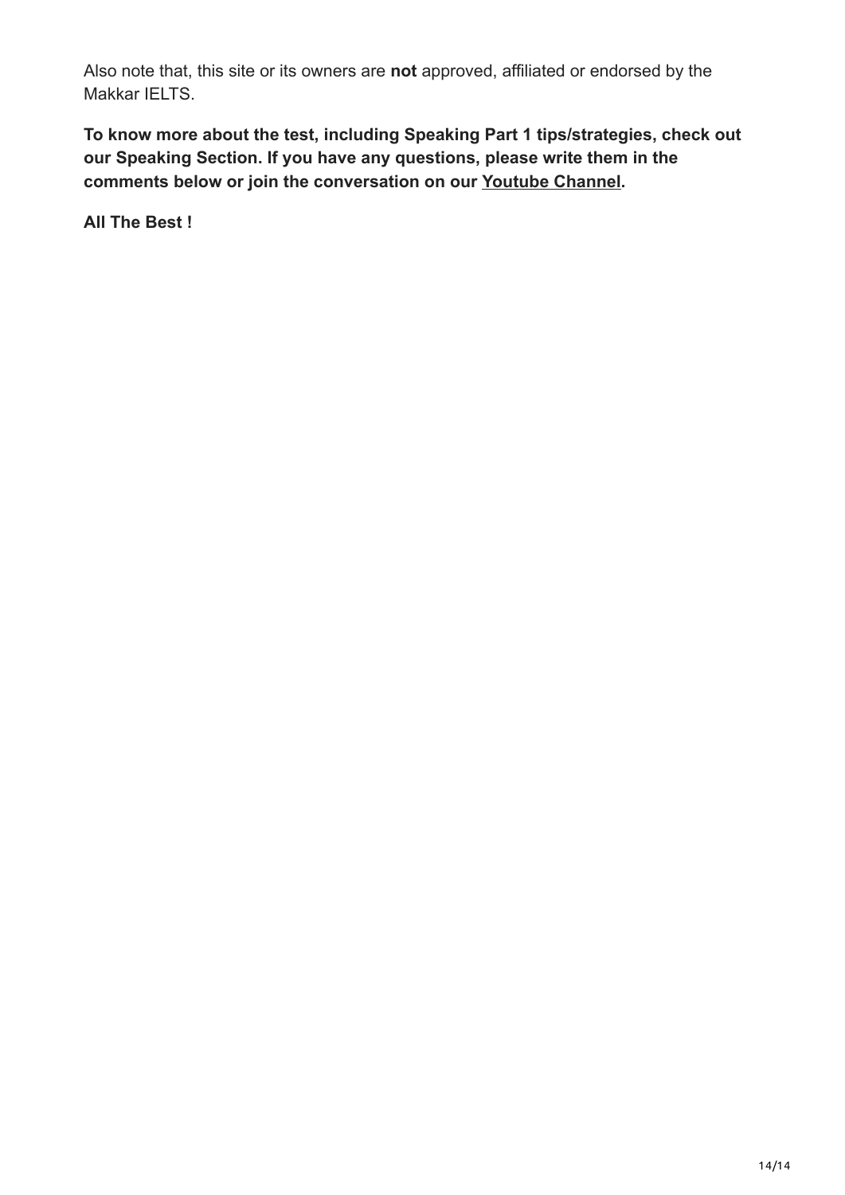Also note that, this site or its owners are **not** approved, affiliated or endorsed by the Makkar IELTS.

**To know more about the test, including Speaking Part 1 tips/strategies, check out our Speaking Section. If you have any questions, please write them in the comments below or join the conversation on our Youtube Channel.**

**All The Best !**